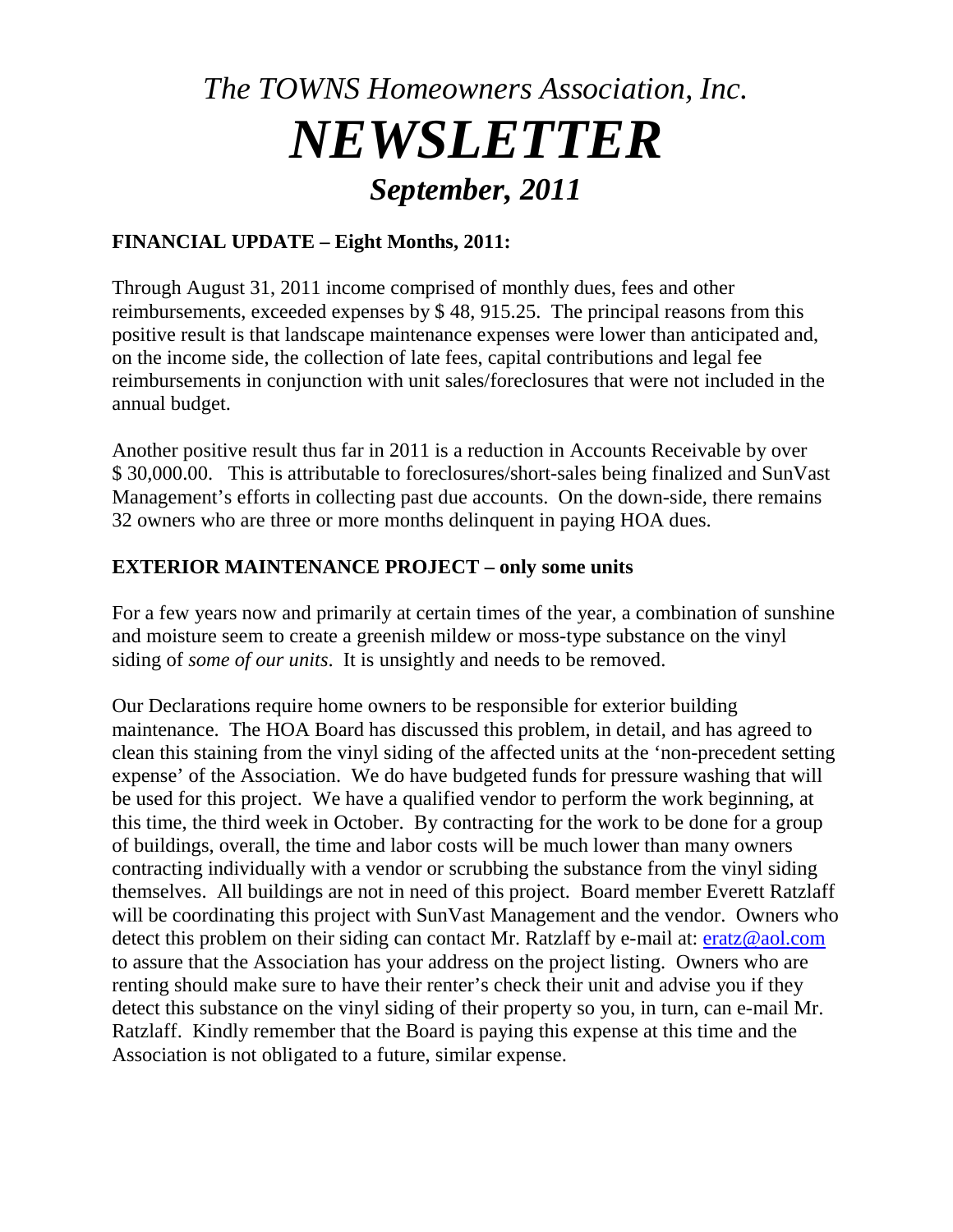# *The TOWNS Homeowners Association, Inc.*

# ***NEWSLETTER***

## ***September, 2011***

**FINANCIAL UPDATE – Eight Months, 2011:**

Through August 31, 2011 income comprised of monthly dues, fees and other reimbursements, exceeded expenses by $ 48, 915.25. The principal reasons from this positive result is that landscape maintenance expenses were lower than anticipated and, on the income side, the collection of late fees, capital contributions and legal fee reimbursements in conjunction with unit sales/foreclosures that were not included in the annual budget.

Another positive result thus far in 2011 is a reduction in Accounts Receivable by over $ 30,000.00. This is attributable to foreclosures/short-sales being finalized and SunVast Management's efforts in collecting past due accounts. On the down-side, there remains 32 owners who are three or more months delinquent in paying HOA dues.

**EXTERIOR MAINTENANCE PROJECT – only some units**

For a few years now and primarily at certain times of the year, a combination of sunshine and moisture seem to create a greenish mildew or moss-type substance on the vinyl siding of *some of our units*. It is unsightly and needs to be removed.

Our Declarations require home owners to be responsible for exterior building maintenance. The HOA Board has discussed this problem, in detail, and has agreed to clean this staining from the vinyl siding of the affected units at the 'non-precedent setting expense' of the Association. We do have budgeted funds for pressure washing that will be used for this project. We have a qualified vendor to perform the work beginning, at this time, the third week in October. By contracting for the work to be done for a group of buildings, overall, the time and labor costs will be much lower than many owners contracting individually with a vendor or scrubbing the substance from the vinyl siding themselves. All buildings are not in need of this project. Board member Everett Ratzlaff will be coordinating this project with SunVast Management and the vendor. Owners who detect this problem on their siding can contact Mr. Ratzlaff by e-mail at: eratz@aol.com to assure that the Association has your address on the project listing. Owners who are renting should make sure to have their renter's check their unit and advise you if they detect this substance on the vinyl siding of their property so you, in turn, can e-mail Mr. Ratzlaff. Kindly remember that the Board is paying this expense at this time and the Association is not obligated to a future, similar expense.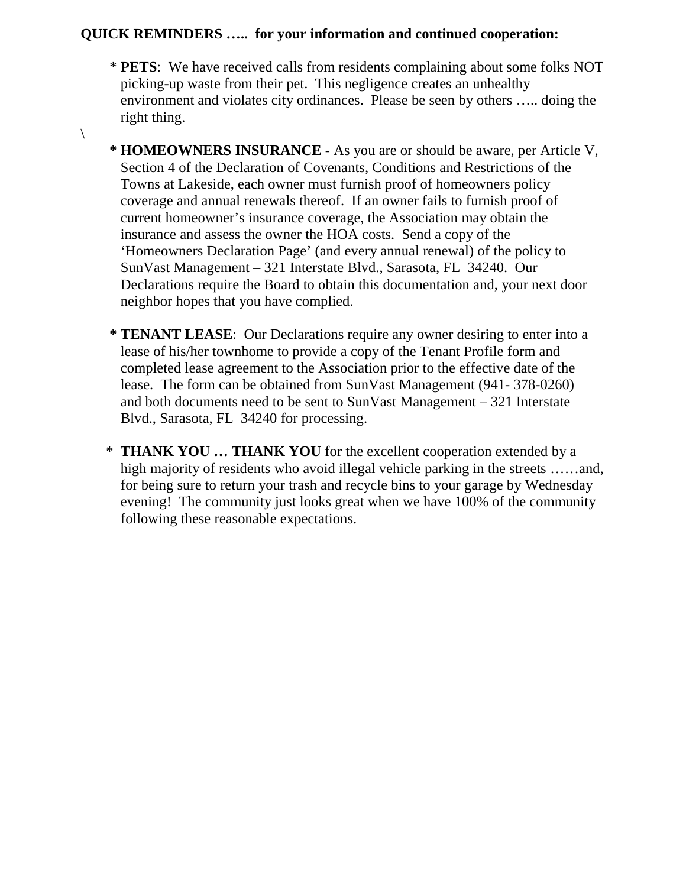**QUICK REMINDERS ….. for your information and continued cooperation:**

* **PETS**: We have received calls from residents complaining about some folks NOT picking-up waste from their pet. This negligence creates an unhealthy environment and violates city ordinances. Please be seen by others ….. doing the right thing.

\

* **HOMEOWNERS INSURANCE -** As you are or should be aware, per Article V, Section 4 of the Declaration of Covenants, Conditions and Restrictions of the Towns at Lakeside, each owner must furnish proof of homeowners policy coverage and annual renewals thereof. If an owner fails to furnish proof of current homeowner's insurance coverage, the Association may obtain the insurance and assess the owner the HOA costs. Send a copy of the 'Homeowners Declaration Page' (and every annual renewal) of the policy to SunVast Management – 321 Interstate Blvd., Sarasota, FL 34240. Our Declarations require the Board to obtain this documentation and, your next door neighbor hopes that you have complied.

* **TENANT LEASE**: Our Declarations require any owner desiring to enter into a lease of his/her townhome to provide a copy of the Tenant Profile form and completed lease agreement to the Association prior to the effective date of the lease. The form can be obtained from SunVast Management (941- 378-0260) and both documents need to be sent to SunVast Management – 321 Interstate Blvd., Sarasota, FL 34240 for processing.

* **THANK YOU … THANK YOU** for the excellent cooperation extended by a high majority of residents who avoid illegal vehicle parking in the streets ……and, for being sure to return your trash and recycle bins to your garage by Wednesday evening! The community just looks great when we have 100% of the community following these reasonable expectations.